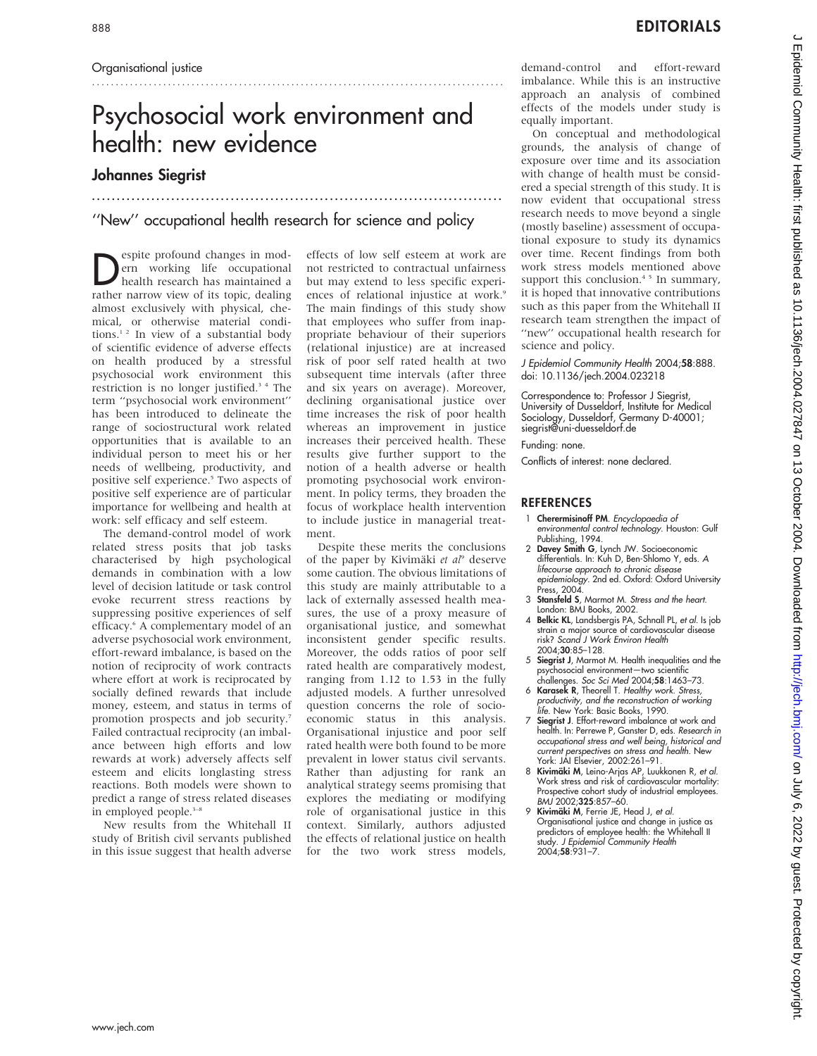Organisational justice

# Psychosocial work environment and health: new evidence

## Johannes Siegrist

### "New" occupational health research for science and policy

Despite profound changes in modern working life occupational health research has maintained a rather narrow view of its topic, dealing almost exclusively with physical, chemical, or otherwise material conditions.[1 2] In view of a substantial body of scientific evidence of adverse effects on health produced by a stressful psychosocial work environment this restriction is no longer justified.[3 4] The term "psychosocial work environment" has been introduced to delineate the range of sociostructural work related opportunities that is available to an individual person to meet his or her needs of wellbeing, productivity, and positive self experience.[5] Two aspects of positive self experience are of particular importance for wellbeing and health at work: self efficacy and self esteem.

The demand-control model of work related stress posits that job tasks characterised by high psychological demands in combination with a low level of decision latitude or task control evoke recurrent stress reactions by suppressing positive experiences of self efficacy.[6] A complementary model of an adverse psychosocial work environment, effort-reward imbalance, is based on the notion of reciprocity of work contracts where effort at work is reciprocated by socially defined rewards that include money, esteem, and status in terms of promotion prospects and job security.[7] Failed contractual reciprocity (an imbalance between high efforts and low rewards at work) adversely affects self esteem and elicits longlasting stress reactions. Both models were shown to predict a range of stress related diseases in employed people.[3–8]

New results from the Whitehall II study of British civil servants published in this issue suggest that health adverse effects of low self esteem at work are not restricted to contractual unfairness but may extend to less specific experiences of relational injustice at work.[9] The main findings of this study show that employees who suffer from inappropriate behaviour of their superiors (relational injustice) are at increased risk of poor self rated health at two subsequent time intervals (after three and six years on average). Moreover, declining organisational justice over time increases the risk of poor health whereas an improvement in justice increases their perceived health. These results give further support to the notion of a health adverse or health promoting psychosocial work environment. In policy terms, they broaden the focus of workplace health intervention to include justice in managerial treatment.

Despite these merits the conclusions of the paper by Kivimäki *et al*[9] deserve some caution. The obvious limitations of this study are mainly attributable to a lack of externally assessed health measures, the use of a proxy measure of organisational justice, and somewhat inconsistent gender specific results. Moreover, the odds ratios of poor self rated health are comparatively modest, ranging from 1.12 to 1.53 in the fully adjusted models. A further unresolved question concerns the role of socioeconomic status in this analysis. Organisational injustice and poor self rated health were both found to be more prevalent in lower status civil servants. Rather than adjusting for rank an analytical strategy seems promising that explores the mediating or modifying role of organisational justice in this context. Similarly, authors adjusted the effects of relational justice on health for the two work stress models, demand-control and effort-reward imbalance. While this is an instructive approach an analysis of combined effects of the models under study is equally important.

On conceptual and methodological grounds, the analysis of change of exposure over time and its association with change of health must be considered a special strength of this study. It is now evident that occupational stress research needs to move beyond a single (mostly baseline) assessment of occupational exposure to study its dynamics over time. Recent findings from both work stress models mentioned above support this conclusion.[4 5] In summary, it is hoped that innovative contributions such as this paper from the Whitehall II research team strengthen the impact of "new" occupational health research for science and policy.

*J Epidemiol Community Health* 2004;**58**:888.
doi: 10.1136/jech.2004.023218

Correspondence to: Professor J Siegrist, University of Dusseldorf, Institute for Medical Sociology, Dusseldorf, Germany D-40001; siegrist@uni-duesseldorf.de

Funding: none.

Conflicts of interest: none declared.

## REFERENCES

1. **Cherermisinoff PM**. *Encyclopaedia of environmental control technology*. Houston: Gulf Publishing, 1994.
2. **Davey Smith G**, Lynch JW. Socioeconomic differentials. In: Kuh D, Ben-Shlomo Y, eds. *A lifecourse approach to chronic disease epidemiology*. 2nd ed. Oxford: Oxford University Press, 2004.
3. **Stansfeld S**, Marmot M. *Stress and the heart*. London: BMJ Books, 2002.
4. **Belkic KL**, Landsbergis PA, Schnall PL, *et al*. Is job strain a major source of cardiovascular disease risk? *Scand J Work Environ Health* 2004;**30**:85–128.
5. **Siegrist J**, Marmot M. Health inequalities and the psychosocial environment—two scientific challenges. *Soc Sci Med* 2004;**58**:1463–73.
6. **Karasek R**, Theorell T. *Healthy work. Stress, productivity, and the reconstruction of working life*. New York: Basic Books, 1990.
7. **Siegrist J**. Effort-reward imbalance at work and health. In: Perrewe P, Ganster D, eds. *Research in occupational stress and well being, historical and current perspectives on stress and health*. New York: JAI Elsevier, 2002:261–91.
8. **Kivimäki M**, Leino-Arjas AP, Luukkonen R, *et al*. Work stress and risk of cardiovascular mortality: Prospective cohort study of industrial employees. *BMJ* 2002;**325**:857–60.
9. **Kivimäki M**, Ferrie JE, Head J, *et al*. Organisational justice and change in justice as predictors of employee health: the Whitehall II study. *J Epidemiol Community Health* 2004;**58**:931–7.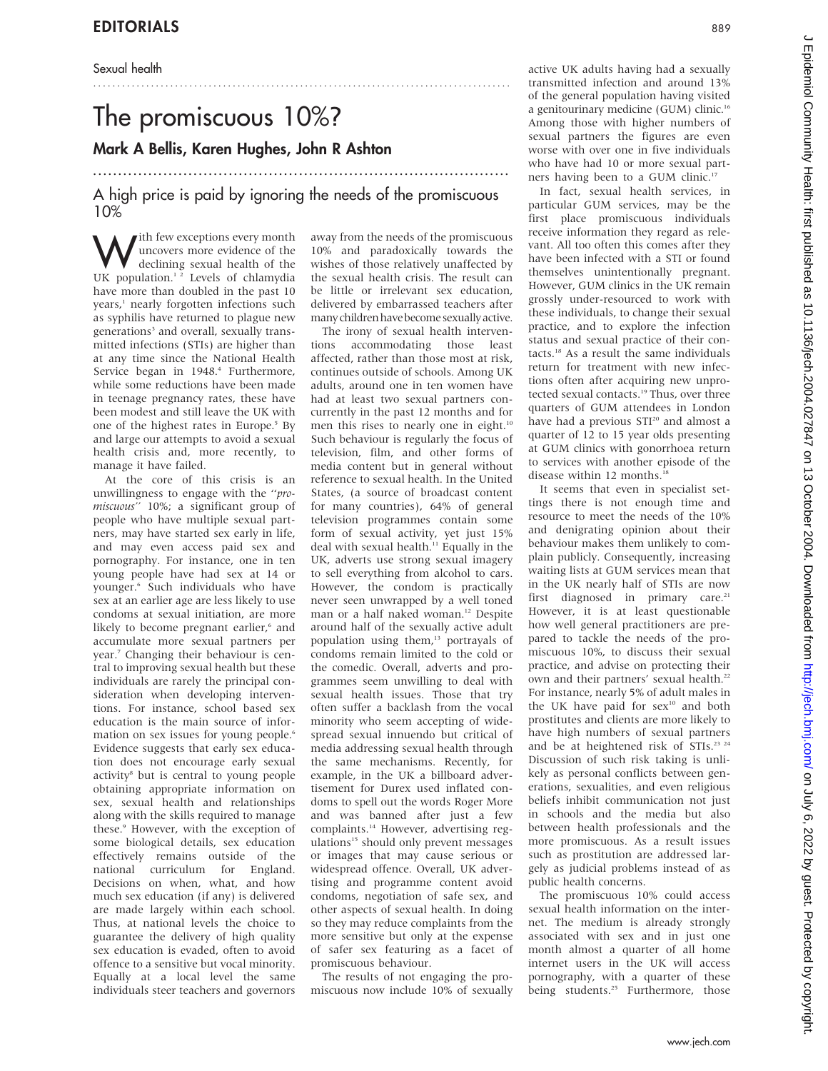Sexual health

# The promiscuous 10%?

## Mark A Bellis, Karen Hughes, John R Ashton

### A high price is paid by ignoring the needs of the promiscuous 10%

With few exceptions every month uncovers more evidence of the declining sexual health of the UK population.[1 2] Levels of chlamydia have more than doubled in the past 10 years,[1] nearly forgotten infections such as syphilis have returned to plague new generations[3] and overall, sexually transmitted infections (STIs) are higher than at any time since the National Health Service began in 1948.[4] Furthermore, while some reductions have been made in teenage pregnancy rates, these have been modest and still leave the UK with one of the highest rates in Europe.[5] By and large our attempts to avoid a sexual health crisis and, more recently, to manage it have failed.

At the core of this crisis is an unwillingness to engage with the "*promiscuous*" 10%; a significant group of people who have multiple sexual partners, may have started sex early in life, and may even access paid sex and pornography. For instance, one in ten young people have had sex at 14 or younger.[6] Such individuals who have sex at an earlier age are less likely to use condoms at sexual initiation, are more likely to become pregnant earlier,[6] and accumulate more sexual partners per year.[7] Changing their behaviour is central to improving sexual health but these individuals are rarely the principal consideration when developing interventions. For instance, school based sex education is the main source of information on sex issues for young people.[6] Evidence suggests that early sex education does not encourage early sexual activity[8] but is central to young people obtaining appropriate information on sex, sexual health and relationships along with the skills required to manage these.[9] However, with the exception of some biological details, sex education effectively remains outside of the national curriculum for England. Decisions on when, what, and how much sex education (if any) is delivered are made largely within each school. Thus, at national levels the choice to guarantee the delivery of high quality sex education is evaded, often to avoid offence to a sensitive but vocal minority. Equally at a local level the same individuals steer teachers and governors away from the needs of the promiscuous 10% and paradoxically towards the wishes of those relatively unaffected by the sexual health crisis. The result can be little or irrelevant sex education, delivered by embarrassed teachers after many children have become sexually active.

The irony of sexual health interventions accommodating those least affected, rather than those most at risk, continues outside of schools. Among UK adults, around one in ten women have had at least two sexual partners concurrently in the past 12 months and for men this rises to nearly one in eight.[10] Such behaviour is regularly the focus of television, film, and other forms of media content but in general without reference to sexual health. In the United States, (a source of broadcast content for many countries), 64% of general television programmes contain some form of sexual activity, yet just 15% deal with sexual health.[11] Equally in the UK, adverts use strong sexual imagery to sell everything from alcohol to cars. However, the condom is practically never seen unwrapped by a well toned man or a half naked woman.[12] Despite around half of the sexually active adult population using them,[13] portrayals of condoms remain limited to the cold or the comedic. Overall, adverts and programmes seem unwilling to deal with sexual health issues. Those that try often suffer a backlash from the vocal minority who seem accepting of widespread sexual innuendo but critical of media addressing sexual health through the same mechanisms. Recently, for example, in the UK a billboard advertisement for Durex used inflated condoms to spell out the words Roger More and was banned after just a few complaints.[14] However, advertising regulations[15] should only prevent messages or images that may cause serious or widespread offence. Overall, UK advertising and programme content avoid condoms, negotiation of safe sex, and other aspects of sexual health. In doing so they may reduce complaints from the more sensitive but only at the expense of safer sex featuring as a facet of promiscuous behaviour.

The results of not engaging the promiscuous now include 10% of sexually active UK adults having had a sexually transmitted infection and around 13% of the general population having visited a genitourinary medicine (GUM) clinic.[16] Among those with higher numbers of sexual partners the figures are even worse with over one in five individuals who have had 10 or more sexual partners having been to a GUM clinic.[17]

In fact, sexual health services, in particular GUM services, may be the first place promiscuous individuals receive information they regard as relevant. All too often this comes after they have been infected with a STI or found themselves unintentionally pregnant. However, GUM clinics in the UK remain grossly under-resourced to work with these individuals, to change their sexual practice, and to explore the infection status and sexual practice of their contacts.[18] As a result the same individuals return for treatment with new infections often after acquiring new unprotected sexual contacts.[19] Thus, over three quarters of GUM attendees in London have had a previous STI[20] and almost a quarter of 12 to 15 year olds presenting at GUM clinics with gonorrhoea return to services with another episode of the disease within 12 months.[18]

It seems that even in specialist settings there is not enough time and resource to meet the needs of the 10% and denigrating opinion about their behaviour makes them unlikely to complain publicly. Consequently, increasing waiting lists at GUM services mean that in the UK nearly half of STIs are now first diagnosed in primary care.[21] However, it is at least questionable how well general practitioners are prepared to tackle the needs of the promiscuous 10%, to discuss their sexual practice, and advise on protecting their own and their partners' sexual health.[22] For instance, nearly 5% of adult males in the UK have paid for sex[10] and both prostitutes and clients are more likely to have high numbers of sexual partners and be at heightened risk of STIs.[23 24] Discussion of such risk taking is unlikely as personal conflicts between generations, sexualities, and even religious beliefs inhibit communication not just in schools and the media but also between health professionals and the more promiscuous. As a result issues such as prostitution are addressed largely as judicial problems instead of as public health concerns.

The promiscuous 10% could access sexual health information on the internet. The medium is already strongly associated with sex and in just one month almost a quarter of all home internet users in the UK will access pornography, with a quarter of these being students.[25] Furthermore, those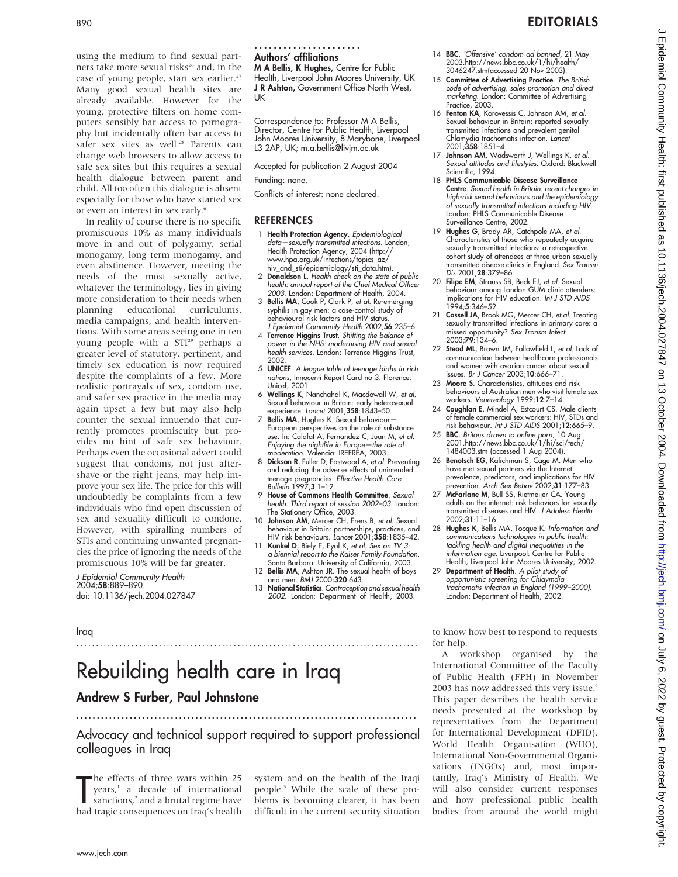using the medium to find sexual partners take more sexual risks[26] and, in the case of young people, start sex earlier.[27] Many good sexual health sites are already available. However for the young, protective filters on home computers sensibly bar access to pornography but incidentally often bar access to safer sex sites as well.[28] Parents can change web browsers to allow access to safe sex sites but this requires a sexual health dialogue between parent and child. All too often this dialogue is absent especially for those who have started sex or even an interest in sex early.[6]

In reality of course there is no specific promiscuous 10% as many individuals move in and out of polygamy, serial monogamy, long term monogamy, and even abstinence. However, meeting the needs of the most sexually active, whatever the terminology, lies in giving more consideration to their needs when planning educational curriculums, media campaigns, and health interventions. With some areas seeing one in ten young people with a STI[29] perhaps a greater level of statutory, pertinent, and timely sex education is now required despite the complaints of a few. More realistic portrayals of sex, condom use, and safer sex practice in the media may again upset a few but may also help counter the sexual innuendo that currently promotes promiscuity but provides no hint of safe sex behaviour. Perhaps even the occasional advert could suggest that condoms, not just aftershave or the right jeans, may help improve your sex life. The price for this will undoubtedly be complaints from a few individuals who find open discussion of sex and sexuality difficult to condone. However, with spiralling numbers of STIs and continuing unwanted pregnancies the price of ignoring the needs of the promiscuous 10% will be far greater.

*J Epidemiol Community Health* 2004;**58**:889–890.
doi: 10.1136/jech.2004.027847

### Authors' affiliations

**M A Bellis, K Hughes,** Centre for Public Health, Liverpool John Moores University, UK
**J R Ashton,** Government Office North West, UK

Correspondence to: Professor M A Bellis, Director, Centre for Public Health, Liverpool John Moores University, 8 Marybone, Liverpool L3 2AP, UK; m.a.bellis@livjm.ac.uk

Accepted for publication 2 August 2004

Funding: none.

Conflicts of interest: none declared.

## REFERENCES

1. **Health Protection Agency**. *Epidemiological data—sexually transmitted infections*. London, Health Protection Agency, 2004 (http://www.hpa.org.uk/infections/topics_az/hiv_and_sti/epidemiology/sti_data.htm).
2. **Donaldson L**. *Health check on the state of public health: annual report of the Chief Medical Officer 2003*. London: Department of Health, 2004.
3. **Bellis MA**, Cook P, Clark P, *et al*. Re-emerging syphilis in gay men: a case-control study of behavioural risk factors and HIV status. *J Epidemiol Community Health* 2002;**56**:235–6.
4. **Terrence Higgins Trust**. *Shifting the balance of power in the NHS: modernising HIV and sexual health services*. London: Terrence Higgins Trust, 2002.
5. **UNICEF**. *A league table of teenage births in rich nations*, Innocenti Report Card no 3. Florence: Unicef, 2001.
6. **Wellings K**, Nanchahal K, Macdowall W, *et al*. Sexual behaviour in Britain: early heterosexual experience. *Lancet* 2001;**358**:1843–50.
7. **Bellis MA**, Hughes K. Sexual behaviour—European perspectives on the role of substance use. In: Calafat A, Fernandez C, Juan M, *et al*. *Enjoying the nightlife in Europe—the role of moderation*. Valencia: IREFREA, 2003.
8. **Dickson R**, Fuller D, Eastwood A, *et al*. Preventing and reducing the adverse effects of unintended teenage pregnancies. *Effective Health Care Bulletin* 1997;**3**:1–12.
9. **House of Commons Health Committee**. *Sexual health. Third report of session 2002–03*. London: The Stationery Office, 2003.
10. **Johnson AM**, Mercer CH, Erens B, *et al*. Sexual behaviour in Britain: partnerships, practices, and HIV risk behaviours. *Lancet* 2001;**358**:1835–42.
11. **Kunkel D**, Biely E, Eyal K, *et al*. *Sex on TV 3: a biennial report to the Kaiser Family Foundation*. Santa Barbara: University of California, 2003.
12. **Bellis MA**, Ashton JR. The sexual health of boys and men. *BMJ* 2000;**320**:643.
13. **National Statistics**. *Contraception and sexual health 2002*. London: Department of Health, 2003.
14. **BBC**. *'Offensive' condom ad banned*, 21 May 2003.http://news.bbc.co.uk/1/hi/health/3046247.stm(accessed 20 Nov 2003).
15. **Committee of Advertising Practice**. *The British code of advertising, sales promotion and direct marketing*. London: Committee of Advertising Practice, 2003.
16. **Fenton KA**, Korovessis C, Johnson AM, *et al*. Sexual behaviour in Britain: reported sexually transmitted infections and prevalent genital Chlamydia trachomatis infection. *Lancet* 2001;**358**:1851–4.
17. **Johnson AM**, Wadsworth J, Wellings K, *et al*. *Sexual attitudes and lifestyles*. Oxford: Blackwell Scientific, 1994.
18. **PHLS Communicable Disease Surveillance Centre**. *Sexual health in Britain: recent changes in high-risk sexual behaviours and the epidemiology of sexually transmitted infections including HIV*. London: PHLS Communicable Disease Surveillance Centre, 2002.
19. **Hughes G**, Brady AR, Catchpole MA, *et al*. Characteristics of those who repeatedly acquire sexually transmitted infections: a retrospective cohort study of attendees at three urban sexually transmitted disease clinics in England. *Sex Transm Dis* 2001;**28**:379–86.
20. **Filipe EM**, Strauss SB, Beck EJ, *et al*. Sexual behaviour among London GUM clinic attenders: implications for HIV education. *Int J STD AIDS* 1994;**5**:346–52.
21. **Cassell JA**, Brook MG, Mercer CH, *et al*. Treating sexually transmitted infections in primary care: a missed opportunity? *Sex Transm Infect* 2003;**79**:134–6.
22. **Stead ML**, Brown JM, Fallowfield L, *et al*. Lack of communication between healthcare professionals and women with ovarian cancer about sexual issues. *Br J Cancer* 2003;**10**:666–71.
23. **Moore S**. Characteristics, attitudes and risk behaviours of Australian men who visit female sex workers. *Venereology* 1999;**12**:7–14.
24. **Coughlan E**, Mindel A, Estcourt CS. Male clients of female commercial sex workers: HIV, STDs and risk behaviour. *Int J STD AIDS* 2001;**12**:665–9.
25. **BBC**. *Britons drawn to online porn*, 10 Aug 2001.http://news.bbc.co.uk/1/hi/sci/tech/1484003.stm (accessed 1 Aug 2004).
26. **Benotsch EG**, Kalichman S, Cage M. Men who have met sexual partners via the Internet: prevalence, predictors, and implications for HIV prevention. *Arch Sex Behav* 2002;**31**:177–83.
27. **McFarlane M**, Bull SS, Rietmeijer CA. Young adults on the internet: risk behaviors for sexually transmitted diseases and HIV. *J Adolesc Health* 2002;**31**:11–16.
28. **Hughes K**, Bellis MA, Tocque K. *Information and communications technologies in public health: tackling health and digital inequalities in the information age*. Liverpool: Centre for Public Health, Liverpool John Moores University, 2002.
29. **Department of Health**. *A pilot study of opportunistic screening for Chlamydia trachomatis infection in England (1999–2000)*. London: Department of Health, 2002.

Iraq

# Rebuilding health care in Iraq

## Andrew S Furber, Paul Johnstone

### Advocacy and technical support required to support professional colleagues in Iraq

The effects of three wars within 25 years,[1] a decade of international sanctions,[2] and a brutal regime have had tragic consequences on Iraq's health system and on the health of the Iraqi people.[3] While the scale of these problems is becoming clearer, it has been difficult in the current security situation to know how best to respond to requests for help.

A workshop organised by the International Committee of the Faculty of Public Health (FPH) in November 2003 has now addressed this very issue.[4] This paper describes the health service needs presented at the workshop by representatives from the Department for International Development (DFID), World Health Organisation (WHO), International Non-Governmental Organisations (INGOs) and, most importantly, Iraq's Ministry of Health. We will also consider current responses and how professional public health bodies from around the world might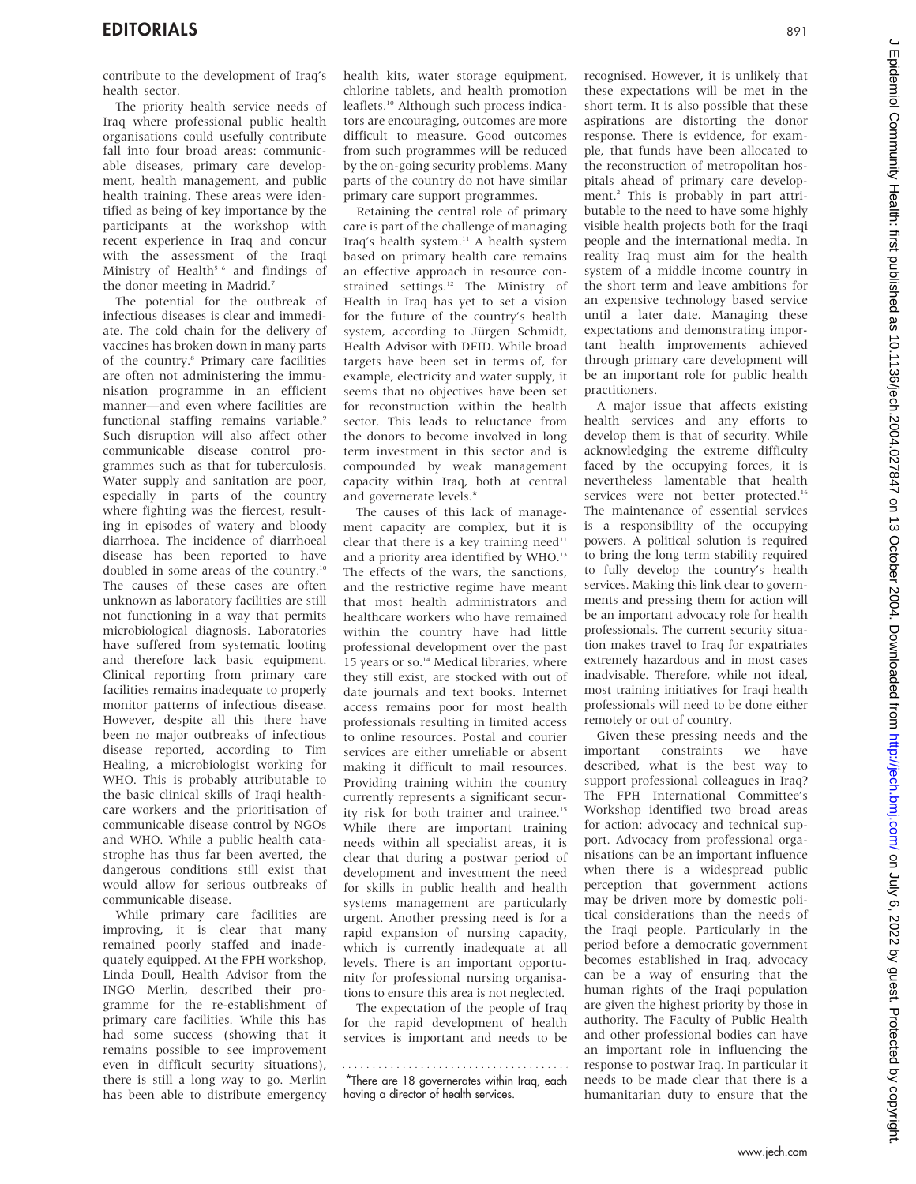contribute to the development of Iraq's health sector.

The priority health service needs of Iraq where professional public health organisations could usefully contribute fall into four broad areas: communicable diseases, primary care development, health management, and public health training. These areas were identified as being of key importance by the participants at the workshop with recent experience in Iraq and concur with the assessment of the Iraqi Ministry of Health[5 6] and findings of the donor meeting in Madrid.[7]

The potential for the outbreak of infectious diseases is clear and immediate. The cold chain for the delivery of vaccines has broken down in many parts of the country.[8] Primary care facilities are often not administering the immunisation programme in an efficient manner—and even where facilities are functional staffing remains variable.[9] Such disruption will also affect other communicable disease control programmes such as that for tuberculosis. Water supply and sanitation are poor, especially in parts of the country where fighting was the fiercest, resulting in episodes of watery and bloody diarrhoea. The incidence of diarrhoeal disease has been reported to have doubled in some areas of the country.[10] The causes of these cases are often unknown as laboratory facilities are still not functioning in a way that permits microbiological diagnosis. Laboratories have suffered from systematic looting and therefore lack basic equipment. Clinical reporting from primary care facilities remains inadequate to properly monitor patterns of infectious disease. However, despite all this there have been no major outbreaks of infectious disease reported, according to Tim Healing, a microbiologist working for WHO. This is probably attributable to the basic clinical skills of Iraqi healthcare workers and the prioritisation of communicable disease control by NGOs and WHO. While a public health catastrophe has thus far been averted, the dangerous conditions still exist that would allow for serious outbreaks of communicable disease.

While primary care facilities are improving, it is clear that many remained poorly staffed and inadequately equipped. At the FPH workshop, Linda Doull, Health Advisor from the INGO Merlin, described their programme for the re-establishment of primary care facilities. While this has had some success (showing that it remains possible to see improvement even in difficult security situations), there is still a long way to go. Merlin has been able to distribute emergency health kits, water storage equipment, chlorine tablets, and health promotion leaflets.[10] Although such process indicators are encouraging, outcomes are more difficult to measure. Good outcomes from such programmes will be reduced by the on-going security problems. Many parts of the country do not have similar primary care support programmes.

Retaining the central role of primary care is part of the challenge of managing Iraq's health system.[11] A health system based on primary health care remains an effective approach in resource constrained settings.[12] The Ministry of Health in Iraq has yet to set a vision for the future of the country's health system, according to Jürgen Schmidt, Health Advisor with DFID. While broad targets have been set in terms of, for example, electricity and water supply, it seems that no objectives have been set for reconstruction within the health sector. This leads to reluctance from the donors to become involved in long term investment in this sector and is compounded by weak management capacity within Iraq, both at central and governerate levels.*

The causes of this lack of management capacity are complex, but it is clear that there is a key training need[11] and a priority area identified by WHO.[13] The effects of the wars, the sanctions, and the restrictive regime have meant that most health administrators and healthcare workers who have remained within the country have had little professional development over the past 15 years or so.[14] Medical libraries, where they still exist, are stocked with out of date journals and text books. Internet access remains poor for most health professionals resulting in limited access to online resources. Postal and courier services are either unreliable or absent making it difficult to mail resources. Providing training within the country currently represents a significant security risk for both trainer and trainee.[15] While there are important training needs within all specialist areas, it is clear that during a postwar period of development and investment the need for skills in public health and health systems management are particularly urgent. Another pressing need is for a rapid expansion of nursing capacity, which is currently inadequate at all levels. There is an important opportunity for professional nursing organisations to ensure this area is not neglected.

The expectation of the people of Iraq for the rapid development of health services is important and needs to be recognised. However, it is unlikely that these expectations will be met in the short term. It is also possible that these aspirations are distorting the donor response. There is evidence, for example, that funds have been allocated to the reconstruction of metropolitan hospitals ahead of primary care development.[2] This is probably in part attributable to the need to have some highly visible health projects both for the Iraqi people and the international media. In reality Iraq must aim for the health system of a middle income country in the short term and leave ambitions for an expensive technology based service until a later date. Managing these expectations and demonstrating important health improvements achieved through primary care development will be an important role for public health practitioners.

A major issue that affects existing health services and any efforts to develop them is that of security. While acknowledging the extreme difficulty faced by the occupying forces, it is nevertheless lamentable that health services were not better protected.[16] The maintenance of essential services is a responsibility of the occupying powers. A political solution is required to bring the long term stability required to fully develop the country's health services. Making this link clear to governments and pressing them for action will be an important advocacy role for health professionals. The current security situation makes travel to Iraq for expatriates extremely hazardous and in most cases inadvisable. Therefore, while not ideal, most training initiatives for Iraqi health professionals will need to be done either remotely or out of country.

Given these pressing needs and the important constraints we have described, what is the best way to support professional colleagues in Iraq? The FPH International Committee's Workshop identified two broad areas for action: advocacy and technical support. Advocacy from professional organisations can be an important influence when there is a widespread public perception that government actions may be driven more by domestic political considerations than the needs of the Iraqi people. Particularly in the period before a democratic government becomes established in Iraq, advocacy can be a way of ensuring that the human rights of the Iraqi population are given the highest priority by those in authority. The Faculty of Public Health and other professional bodies can have an important role in influencing the response to postwar Iraq. In particular it needs to be made clear that there is a humanitarian duty to ensure that the

*There are 18 governerates within Iraq, each having a director of health services.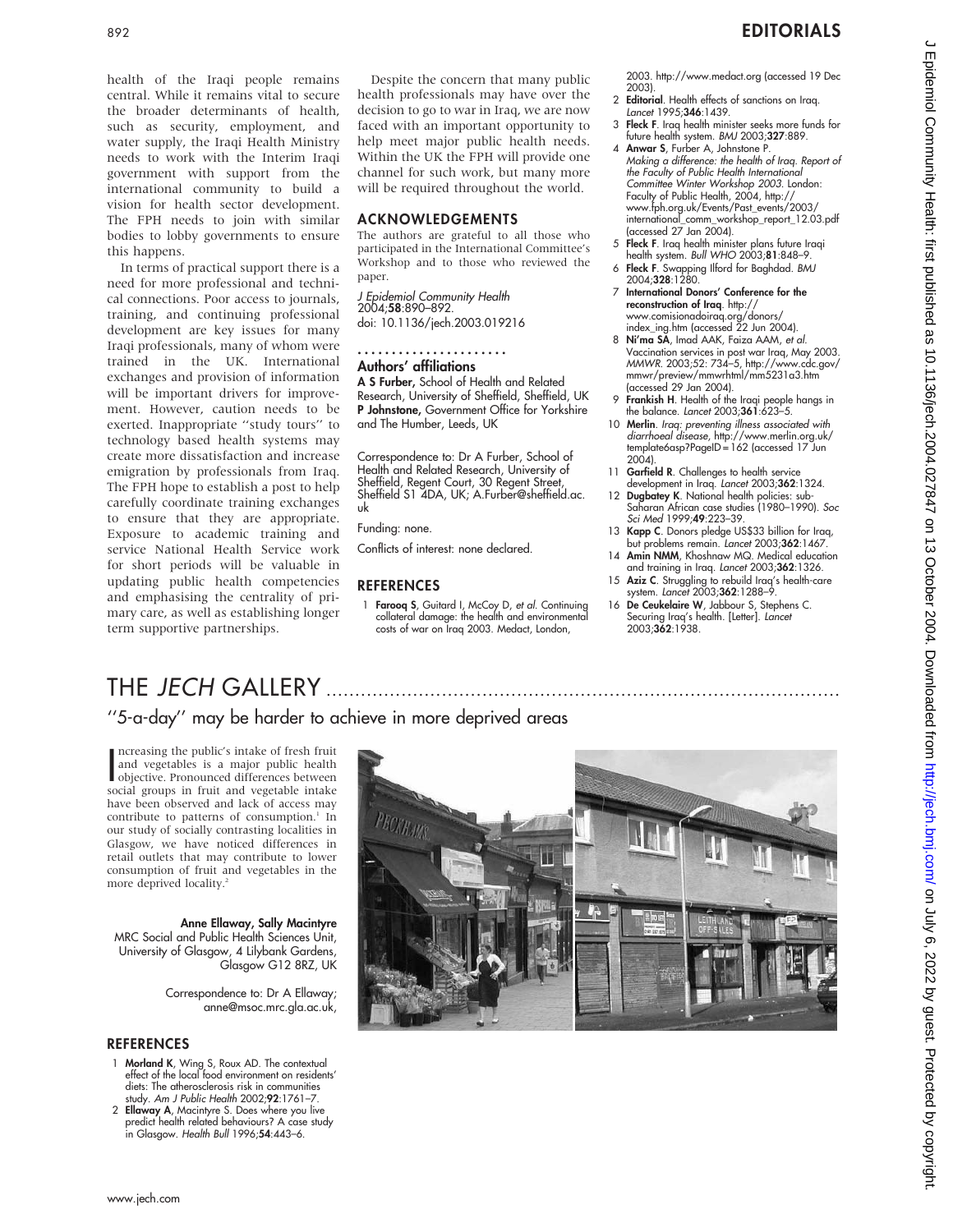health of the Iraqi people remains central. While it remains vital to secure the broader determinants of health, such as security, employment, and water supply, the Iraqi Health Ministry needs to work with the Interim Iraqi government with support from the international community to build a vision for health sector development. The FPH needs to join with similar bodies to lobby governments to ensure this happens.

In terms of practical support there is a need for more professional and technical connections. Poor access to journals, training, and continuing professional development are key issues for many Iraqi professionals, many of whom were trained in the UK. International exchanges and provision of information will be important drivers for improvement. However, caution needs to be exerted. Inappropriate ''study tours'' to technology based health systems may create more dissatisfaction and increase emigration by professionals from Iraq. The FPH hope to establish a post to help carefully coordinate training exchanges to ensure that they are appropriate. Exposure to academic training and service National Health Service work for short periods will be valuable in updating public health competencies and emphasising the centrality of primary care, as well as establishing longer term supportive partnerships.

Despite the concern that many public health professionals may have over the decision to go to war in Iraq, we are now faced with an important opportunity to help meet major public health needs. Within the UK the FPH will provide one channel for such work, but many more will be required throughout the world.

## ACKNOWLEDGEMENTS

The authors are grateful to all those who participated in the International Committee's Workshop and to those who reviewed the paper.

*J Epidemiol Community Health* 2004;**58**:890–892.
doi: 10.1136/jech.2003.019216

## Authors' affiliations

**A S Furber,** School of Health and Related Research, University of Sheffield, Sheffield, UK
**P Johnstone,** Government Office for Yorkshire and The Humber, Leeds, UK

Correspondence to: Dr A Furber, School of Health and Related Research, University of Sheffield, Regent Court, 30 Regent Street, Sheffield S1 4DA, UK; A.Furber@sheffield.ac.uk

Funding: none.

Conflicts of interest: none declared.

## REFERENCES

1. **Farooq S**, Guitard I, McCoy D, *et al*. Continuing collateral damage: the health and environmental costs of war on Iraq 2003. Medact, London, 2003. http://www.medact.org (accessed 19 Dec 2003).
2. **Editorial**. Health effects of sanctions on Iraq. *Lancet* 1995;**346**:1439.
3. **Fleck F**. Iraq health minister seeks more funds for future health system. *BMJ* 2003;**327**:889.
4. **Anwar S**, Furber A, Johnstone P. *Making a difference: the health of Iraq. Report of the Faculty of Public Health International Committee Winter Workshop 2003*. London: Faculty of Public Health, 2004, http://www.fph.org.uk/Events/Past_events/2003/international_comm_workshop_report_12.03.pdf (accessed 27 Jan 2004).
5. **Fleck F**. Iraq health minister plans future Iraqi health system. *Bull WHO* 2003;**81**:848–9.
6. **Fleck F**. Swapping Ilford for Baghdad. *BMJ* 2004;**328**:1280.
7. **International Donors' Conference for the reconstruction of Iraq**. http://www.comisionadoiraq.org/donors/index_ing.htm (accessed 22 Jun 2004).
8. **Ni'ma SA**, Imad AAK, Faiza AAM, *et al*. Vaccination services in post war Iraq, May 2003. *MMWR*. 2003;52: 734–5, http://www.cdc.gov/mmwr/preview/mmwrhtml/mm5231a3.htm (accessed 29 Jan 2004).
9. **Frankish H**. Health of the Iraqi people hangs in the balance. *Lancet* 2003;**361**:623–5.
10. **Merlin**. *Iraq: preventing illness associated with diarrhoeal disease*, http://www.merlin.org.uk/template6asp?PageID=162 (accessed 17 Jun 2004).
11. **Garfield R**. Challenges to health service development in Iraq. *Lancet* 2003;**362**:1324.
12. **Dugbatey K**. National health policies: sub-Saharan African case studies (1980–1990). *Soc Sci Med* 1999;**49**:223–39.
13. **Kapp C**. Donors pledge US$33 billion for Iraq, but problems remain. *Lancet* 2003;**362**:1467.
14. **Amin NMM**, Khoshnaw MQ. Medical education and training in Iraq. *Lancet* 2003;**362**:1326.
15. **Aziz C**. Struggling to rebuild Iraq's health-care system. *Lancet* 2003;**362**:1288–9.
16. **De Ceukelaire W**, Jabbour S, Stephens C. Securing Iraq's health. [Letter]. *Lancet* 2003;**362**:1938.

# THE *JECH* GALLERY

## ''5-a-day'' may be harder to achieve in more deprived areas

Increasing the public's intake of fresh fruit and vegetables is a major public health objective. Pronounced differences between social groups in fruit and vegetable intake have been observed and lack of access may contribute to patterns of consumption.[1] In our study of socially contrasting localities in Glasgow, we have noticed differences in retail outlets that may contribute to lower consumption of fruit and vegetables in the more deprived locality.[2]

**Anne Ellaway, Sally Macintyre**
MRC Social and Public Health Sciences Unit, University of Glasgow, 4 Lilybank Gardens, Glasgow G12 8RZ, UK

Correspondence to: Dr A Ellaway; anne@msoc.mrc.gla.ac.uk,

## REFERENCES

1. **Morland K**, Wing S, Roux AD. The contextual effect of the local food environment on residents' diets: The atherosclerosis risk in communities study. *Am J Public Health* 2002;**92**:1761–7.
2. **Ellaway A**, Macintyre S. Does where you live predict health related behaviours? A case study in Glasgow. *Health Bull* 1996;**54**:443–6.